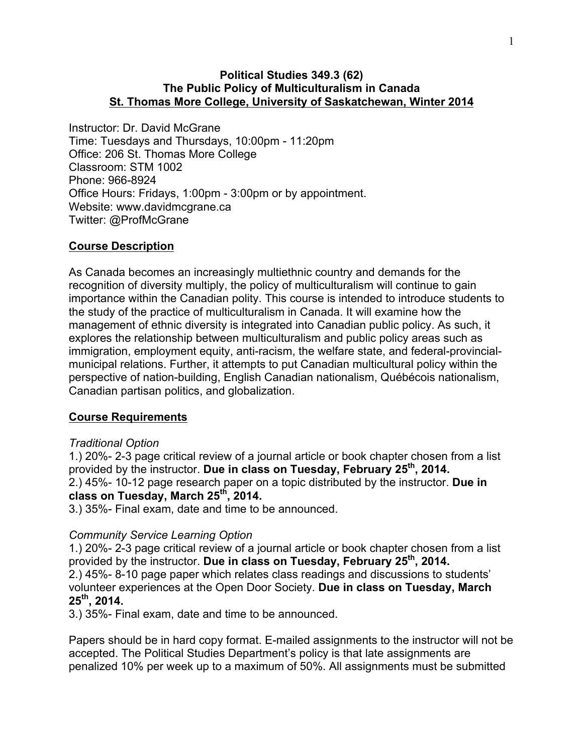**Political Studies 349.3 (62)**
**The Public Policy of Multiculturalism in Canada**
**St. Thomas More College, University of Saskatchewan, Winter 2014**

Instructor: Dr. David McGrane
Time: Tuesdays and Thursdays, 10:00pm - 11:20pm
Office: 206 St. Thomas More College
Classroom: STM 1002
Phone: 966-8924
Office Hours: Fridays, 1:00pm - 3:00pm or by appointment.
Website: www.davidmcgrane.ca
Twitter: @ProfMcGrane

## Course Description

As Canada becomes an increasingly multiethnic country and demands for the recognition of diversity multiply, the policy of multiculturalism will continue to gain importance within the Canadian polity. This course is intended to introduce students to the study of the practice of multiculturalism in Canada. It will examine how the management of ethnic diversity is integrated into Canadian public policy. As such, it explores the relationship between multiculturalism and public policy areas such as immigration, employment equity, anti-racism, the welfare state, and federal-provincial-municipal relations. Further, it attempts to put Canadian multicultural policy within the perspective of nation-building, English Canadian nationalism, Québécois nationalism, Canadian partisan politics, and globalization.

## Course Requirements

*Traditional Option*

1.) 20%- 2-3 page critical review of a journal article or book chapter chosen from a list provided by the instructor. **Due in class on Tuesday, February 25th, 2014.**
2.) 45%- 10-12 page research paper on a topic distributed by the instructor. **Due in class on Tuesday, March 25th, 2014.**
3.) 35%- Final exam, date and time to be announced.

*Community Service Learning Option*

1.) 20%- 2-3 page critical review of a journal article or book chapter chosen from a list provided by the instructor. **Due in class on Tuesday, February 25th, 2014.**
2.) 45%- 8-10 page paper which relates class readings and discussions to students' volunteer experiences at the Open Door Society. **Due in class on Tuesday, March 25th, 2014.**
3.) 35%- Final exam, date and time to be announced.

Papers should be in hard copy format. E-mailed assignments to the instructor will not be accepted. The Political Studies Department's policy is that late assignments are penalized 10% per week up to a maximum of 50%. All assignments must be submitted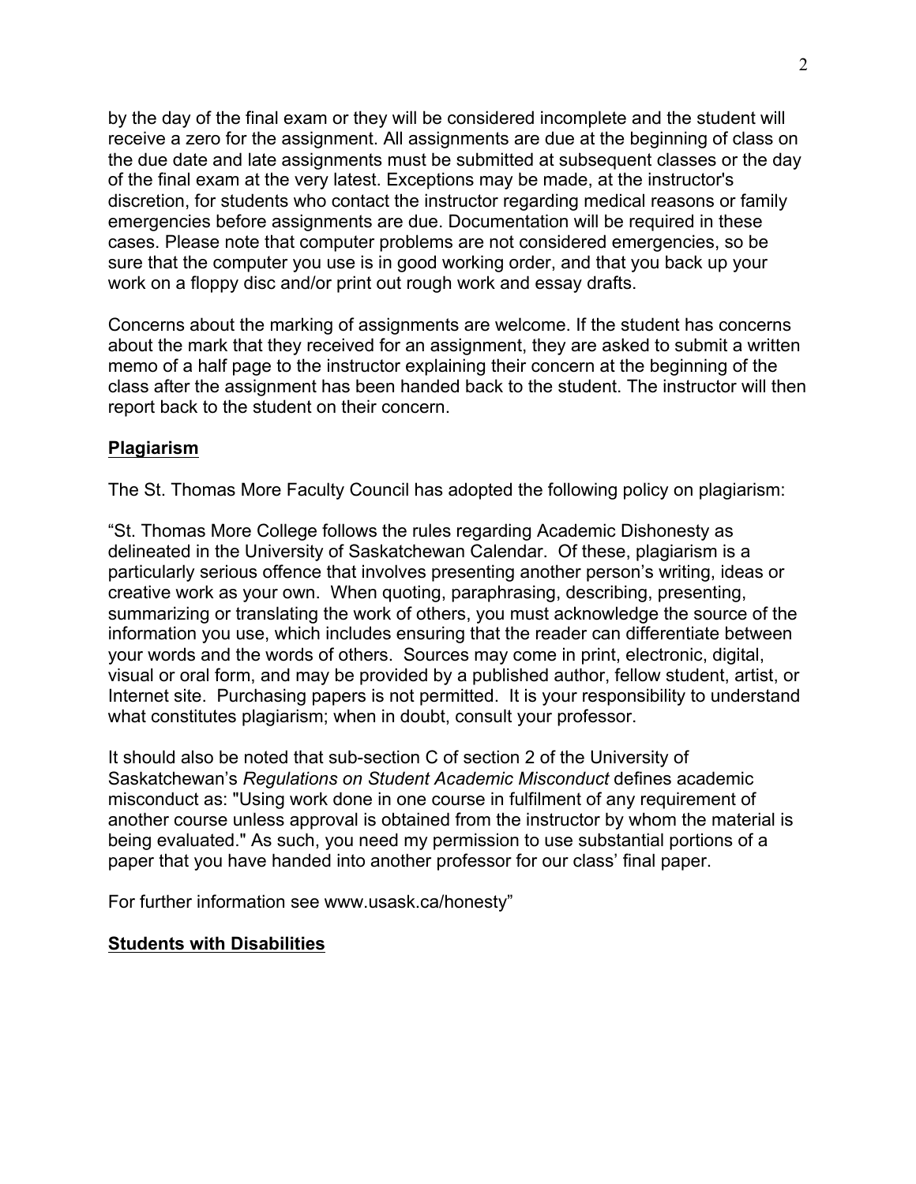by the day of the final exam or they will be considered incomplete and the student will receive a zero for the assignment. All assignments are due at the beginning of class on the due date and late assignments must be submitted at subsequent classes or the day of the final exam at the very latest. Exceptions may be made, at the instructor's discretion, for students who contact the instructor regarding medical reasons or family emergencies before assignments are due. Documentation will be required in these cases. Please note that computer problems are not considered emergencies, so be sure that the computer you use is in good working order, and that you back up your work on a floppy disc and/or print out rough work and essay drafts.

Concerns about the marking of assignments are welcome. If the student has concerns about the mark that they received for an assignment, they are asked to submit a written memo of a half page to the instructor explaining their concern at the beginning of the class after the assignment has been handed back to the student. The instructor will then report back to the student on their concern.

**Plagiarism**

The St. Thomas More Faculty Council has adopted the following policy on plagiarism:

"St. Thomas More College follows the rules regarding Academic Dishonesty as delineated in the University of Saskatchewan Calendar. Of these, plagiarism is a particularly serious offence that involves presenting another person's writing, ideas or creative work as your own. When quoting, paraphrasing, describing, presenting, summarizing or translating the work of others, you must acknowledge the source of the information you use, which includes ensuring that the reader can differentiate between your words and the words of others. Sources may come in print, electronic, digital, visual or oral form, and may be provided by a published author, fellow student, artist, or Internet site. Purchasing papers is not permitted. It is your responsibility to understand what constitutes plagiarism; when in doubt, consult your professor.

It should also be noted that sub-section C of section 2 of the University of Saskatchewan's *Regulations on Student Academic Misconduct* defines academic misconduct as: "Using work done in one course in fulfilment of any requirement of another course unless approval is obtained from the instructor by whom the material is being evaluated." As such, you need my permission to use substantial portions of a paper that you have handed into another professor for our class' final paper.

For further information see www.usask.ca/honesty"

**Students with Disabilities**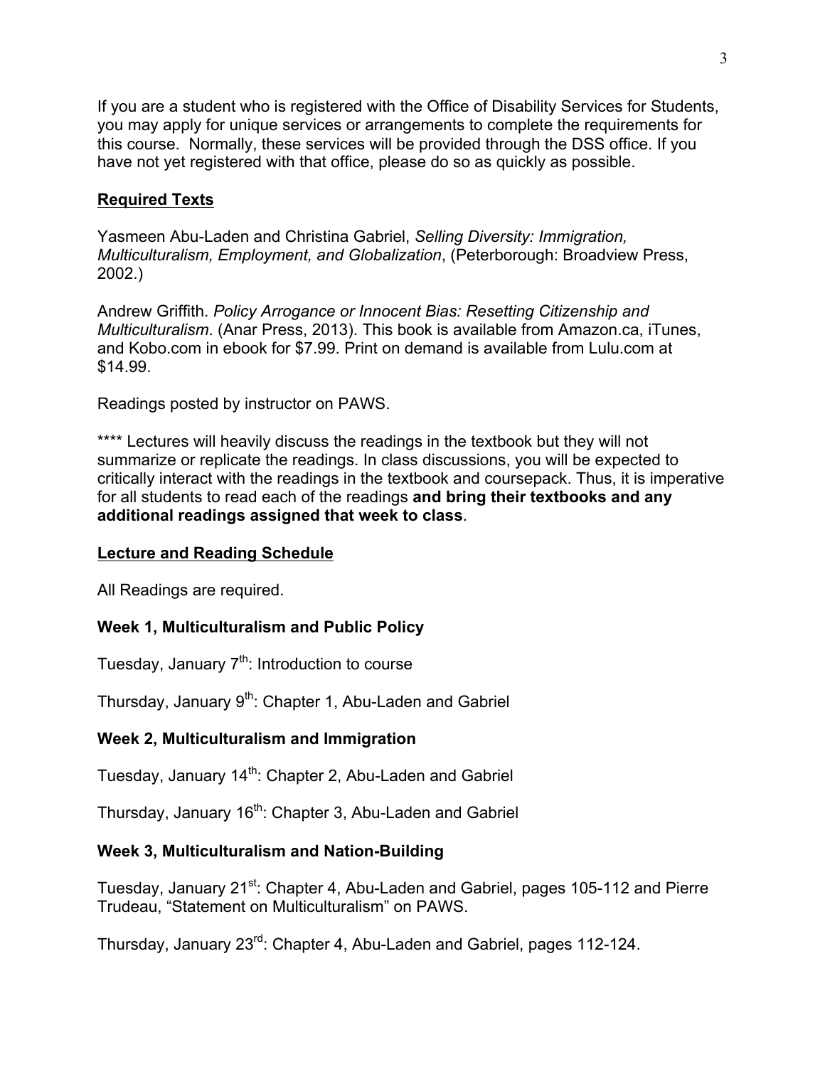If you are a student who is registered with the Office of Disability Services for Students, you may apply for unique services or arrangements to complete the requirements for this course. Normally, these services will be provided through the DSS office. If you have not yet registered with that office, please do so as quickly as possible.

## Required Texts

Yasmeen Abu-Laden and Christina Gabriel, *Selling Diversity: Immigration, Multiculturalism, Employment, and Globalization*, (Peterborough: Broadview Press, 2002.)

Andrew Griffith. *Policy Arrogance or Innocent Bias: Resetting Citizenship and Multiculturalism*. (Anar Press, 2013). This book is available from Amazon.ca, iTunes, and Kobo.com in ebook for $7.99. Print on demand is available from Lulu.com at $14.99.

Readings posted by instructor on PAWS.

**** Lectures will heavily discuss the readings in the textbook but they will not summarize or replicate the readings. In class discussions, you will be expected to critically interact with the readings in the textbook and coursepack. Thus, it is imperative for all students to read each of the readings **and bring their textbooks and any additional readings assigned that week to class**.

## Lecture and Reading Schedule

All Readings are required.

### Week 1, Multiculturalism and Public Policy

Tuesday, January 7th: Introduction to course

Thursday, January 9th: Chapter 1, Abu-Laden and Gabriel

### Week 2, Multiculturalism and Immigration

Tuesday, January 14th: Chapter 2, Abu-Laden and Gabriel

Thursday, January 16th: Chapter 3, Abu-Laden and Gabriel

### Week 3, Multiculturalism and Nation-Building

Tuesday, January 21st: Chapter 4, Abu-Laden and Gabriel, pages 105-112 and Pierre Trudeau, "Statement on Multiculturalism" on PAWS.

Thursday, January 23rd: Chapter 4, Abu-Laden and Gabriel, pages 112-124.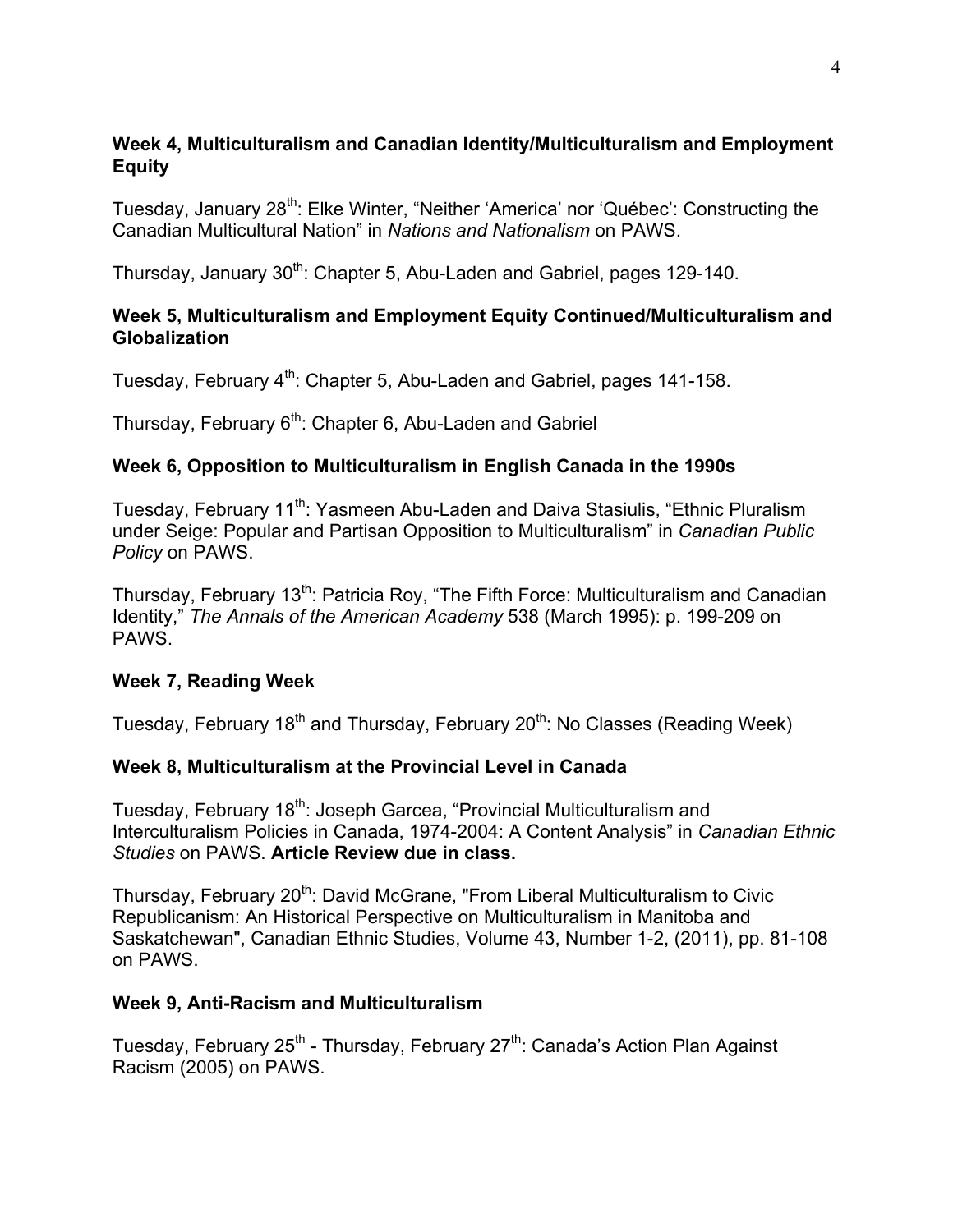### Week 4, Multiculturalism and Canadian Identity/Multiculturalism and Employment Equity

Tuesday, January 28th: Elke Winter, "Neither 'America' nor 'Québec': Constructing the Canadian Multicultural Nation" in *Nations and Nationalism* on PAWS.

Thursday, January 30th: Chapter 5, Abu-Laden and Gabriel, pages 129-140.

### Week 5, Multiculturalism and Employment Equity Continued/Multiculturalism and Globalization

Tuesday, February 4th: Chapter 5, Abu-Laden and Gabriel, pages 141-158.

Thursday, February 6th: Chapter 6, Abu-Laden and Gabriel

### Week 6, Opposition to Multiculturalism in English Canada in the 1990s

Tuesday, February 11th: Yasmeen Abu-Laden and Daiva Stasiulis, "Ethnic Pluralism under Seige: Popular and Partisan Opposition to Multiculturalism" in *Canadian Public Policy* on PAWS.

Thursday, February 13th: Patricia Roy, "The Fifth Force: Multiculturalism and Canadian Identity," *The Annals of the American Academy* 538 (March 1995): p. 199-209 on PAWS.

### Week 7, Reading Week

Tuesday, February 18th and Thursday, February 20th: No Classes (Reading Week)

### Week 8, Multiculturalism at the Provincial Level in Canada

Tuesday, February 18th: Joseph Garcea, "Provincial Multiculturalism and Interculturalism Policies in Canada, 1974-2004: A Content Analysis" in *Canadian Ethnic Studies* on PAWS. **Article Review due in class.**

Thursday, February 20th: David McGrane, "From Liberal Multiculturalism to Civic Republicanism: An Historical Perspective on Multiculturalism in Manitoba and Saskatchewan", Canadian Ethnic Studies, Volume 43, Number 1-2, (2011), pp. 81-108 on PAWS.

### Week 9, Anti-Racism and Multiculturalism

Tuesday, February 25th - Thursday, February 27th: Canada's Action Plan Against Racism (2005) on PAWS.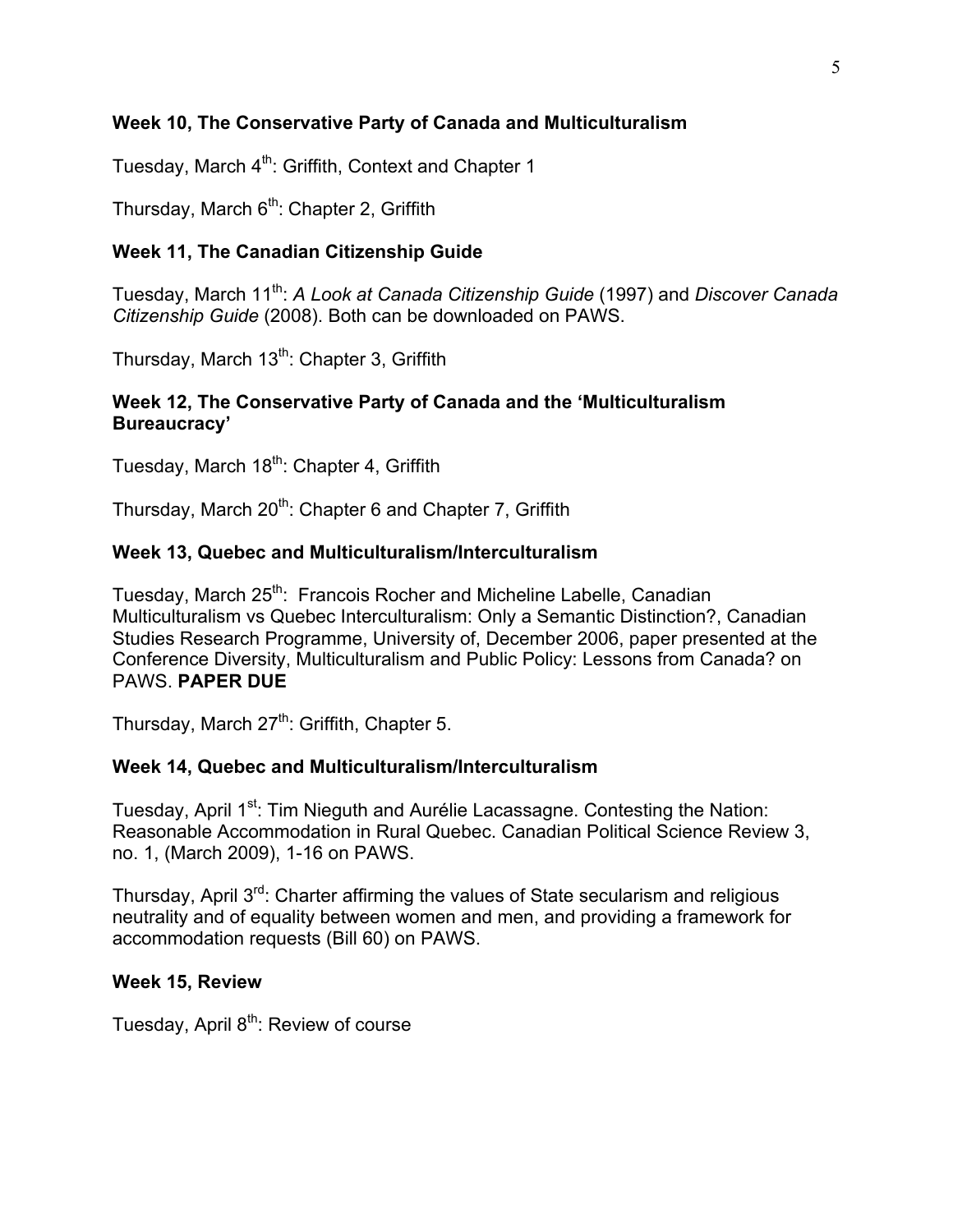**Week 10, The Conservative Party of Canada and Multiculturalism**

Tuesday, March 4th: Griffith, Context and Chapter 1

Thursday, March 6th: Chapter 2, Griffith

**Week 11, The Canadian Citizenship Guide**

Tuesday, March 11th: *A Look at Canada Citizenship Guide* (1997) and *Discover Canada Citizenship Guide* (2008). Both can be downloaded on PAWS.

Thursday, March 13th: Chapter 3, Griffith

**Week 12, The Conservative Party of Canada and the 'Multiculturalism Bureaucracy'**

Tuesday, March 18th: Chapter 4, Griffith

Thursday, March 20th: Chapter 6 and Chapter 7, Griffith

**Week 13, Quebec and Multiculturalism/Interculturalism**

Tuesday, March 25th: Francois Rocher and Micheline Labelle, Canadian Multiculturalism vs Quebec Interculturalism: Only a Semantic Distinction?, Canadian Studies Research Programme, University of, December 2006, paper presented at the Conference Diversity, Multiculturalism and Public Policy: Lessons from Canada? on PAWS. **PAPER DUE**

Thursday, March 27th: Griffith, Chapter 5.

**Week 14, Quebec and Multiculturalism/Interculturalism**

Tuesday, April 1st: Tim Nieguth and Aurélie Lacassagne. Contesting the Nation: Reasonable Accommodation in Rural Quebec. Canadian Political Science Review 3, no. 1, (March 2009), 1-16 on PAWS.

Thursday, April 3rd: Charter affirming the values of State secularism and religious neutrality and of equality between women and men, and providing a framework for accommodation requests (Bill 60) on PAWS.

**Week 15, Review**

Tuesday, April 8th: Review of course